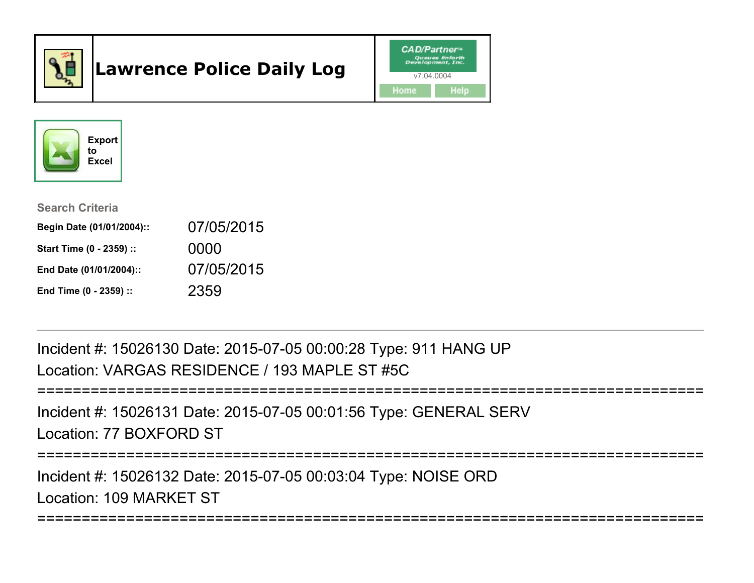# Lawrence Police Daily Log

CAD/Partner
Queues Enforth Development, Inc.
v7.04.0004

Home | Help

Export to Excel

**Search Criteria**

| | |
|---|---|
| **Begin Date (01/01/2004)::** | 07/05/2015 |
| **Start Time (0 - 2359) ::** | 0000 |
| **End Date (01/01/2004)::** | 07/05/2015 |
| **End Time (0 - 2359) ::** | 2359 |

---

Incident #: 15026130 Date: 2015-07-05 00:00:28 Type: 911 HANG UP
Location: VARGAS RESIDENCE / 193 MAPLE ST #5C

===========================================================================

Incident #: 15026131 Date: 2015-07-05 00:01:56 Type: GENERAL SERV
Location: 77 BOXFORD ST

===========================================================================

Incident #: 15026132 Date: 2015-07-05 00:03:04 Type: NOISE ORD
Location: 109 MARKET ST

===========================================================================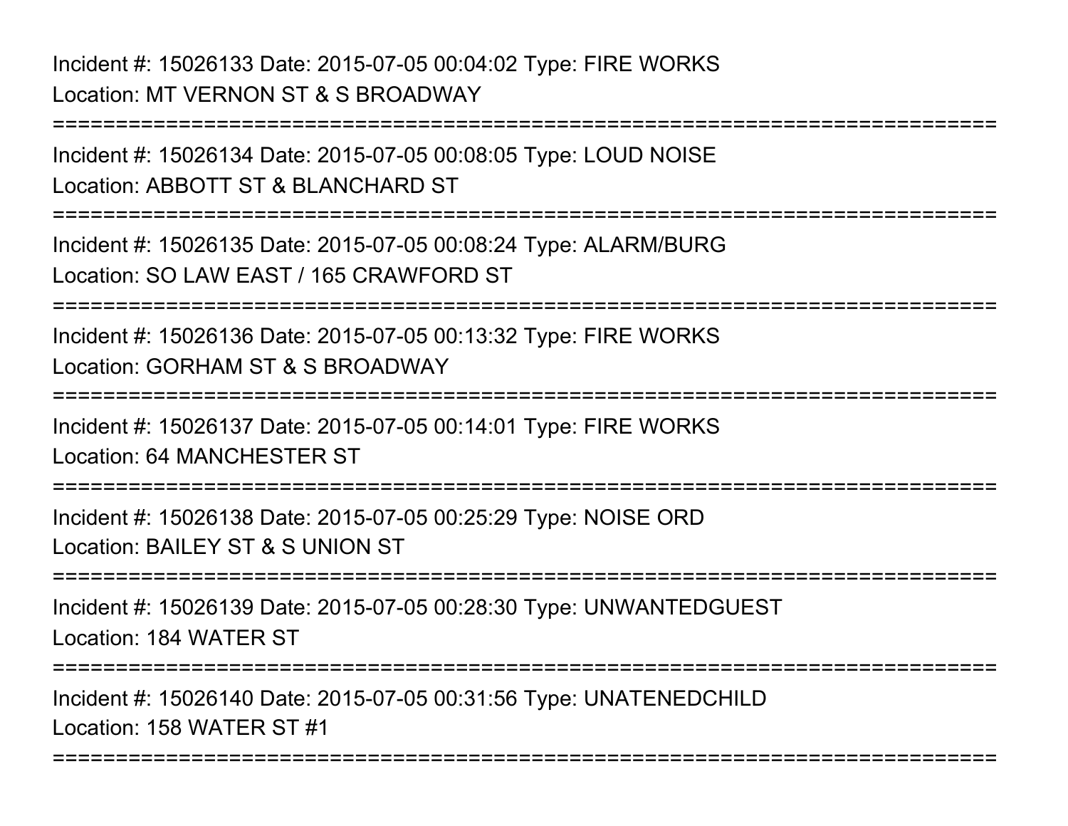Incident #: 15026133 Date: 2015-07-05 00:04:02 Type: FIRE WORKS
Location: MT VERNON ST & S BROADWAY

===========================================================================

Incident #: 15026134 Date: 2015-07-05 00:08:05 Type: LOUD NOISE
Location: ABBOTT ST & BLANCHARD ST

===========================================================================

Incident #: 15026135 Date: 2015-07-05 00:08:24 Type: ALARM/BURG
Location: SO LAW EAST / 165 CRAWFORD ST

===========================================================================

Incident #: 15026136 Date: 2015-07-05 00:13:32 Type: FIRE WORKS
Location: GORHAM ST & S BROADWAY

===========================================================================

Incident #: 15026137 Date: 2015-07-05 00:14:01 Type: FIRE WORKS
Location: 64 MANCHESTER ST

===========================================================================

Incident #: 15026138 Date: 2015-07-05 00:25:29 Type: NOISE ORD
Location: BAILEY ST & S UNION ST

===========================================================================

Incident #: 15026139 Date: 2015-07-05 00:28:30 Type: UNWANTEDGUEST
Location: 184 WATER ST

===========================================================================

Incident #: 15026140 Date: 2015-07-05 00:31:56 Type: UNATENEDCHILD
Location: 158 WATER ST #1

===========================================================================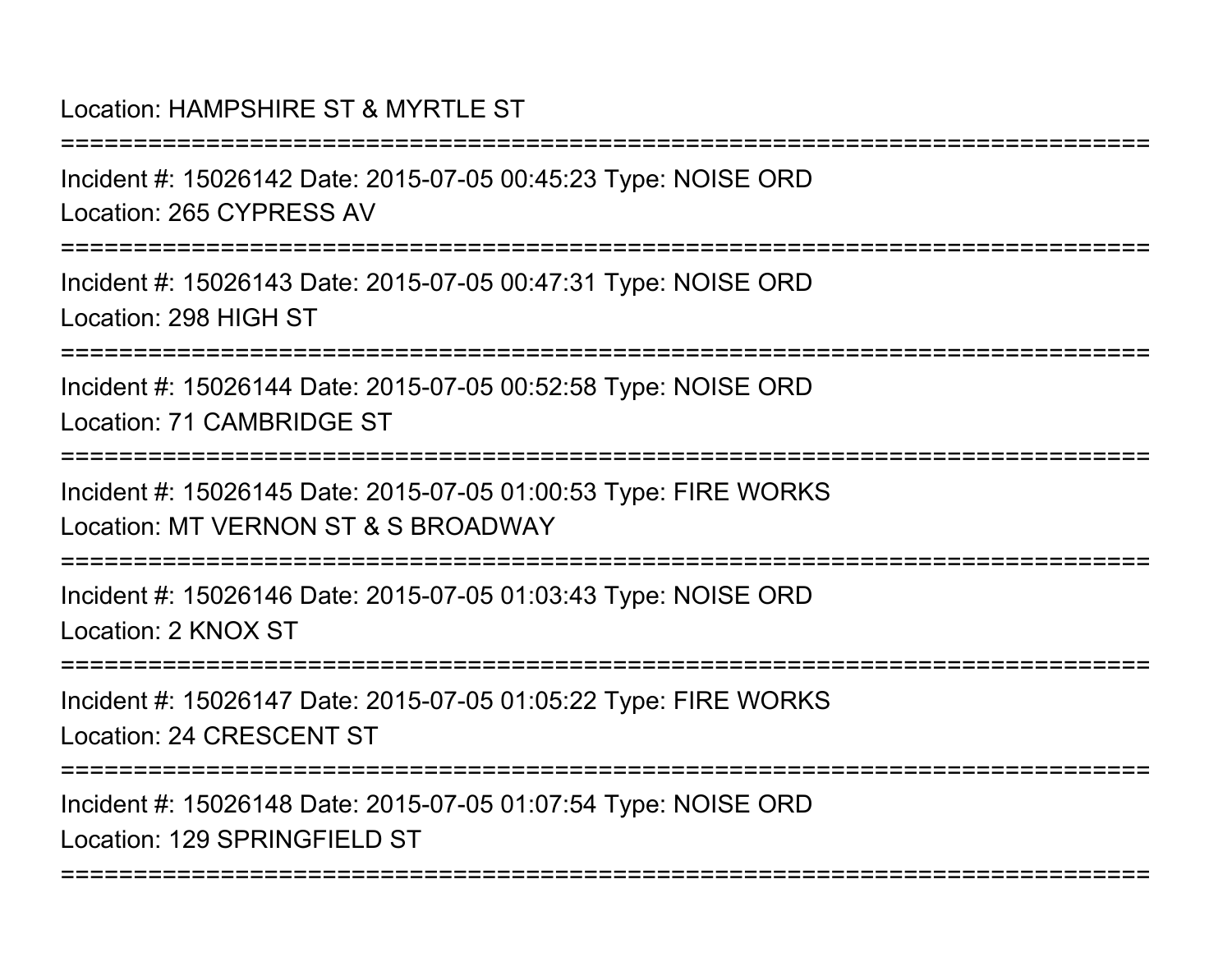Location: HAMPSHIRE ST & MYRTLE ST

===========================================================================

Incident #: 15026142 Date: 2015-07-05 00:45:23 Type: NOISE ORD

Location: 265 CYPRESS AV

===========================================================================

Incident #: 15026143 Date: 2015-07-05 00:47:31 Type: NOISE ORD

Location: 298 HIGH ST

===========================================================================

Incident #: 15026144 Date: 2015-07-05 00:52:58 Type: NOISE ORD

Location: 71 CAMBRIDGE ST

===========================================================================

Incident #: 15026145 Date: 2015-07-05 01:00:53 Type: FIRE WORKS

Location: MT VERNON ST & S BROADWAY

===========================================================================

Incident #: 15026146 Date: 2015-07-05 01:03:43 Type: NOISE ORD

Location: 2 KNOX ST

===========================================================================

Incident #: 15026147 Date: 2015-07-05 01:05:22 Type: FIRE WORKS

Location: 24 CRESCENT ST

===========================================================================

Incident #: 15026148 Date: 2015-07-05 01:07:54 Type: NOISE ORD

Location: 129 SPRINGFIELD ST

===========================================================================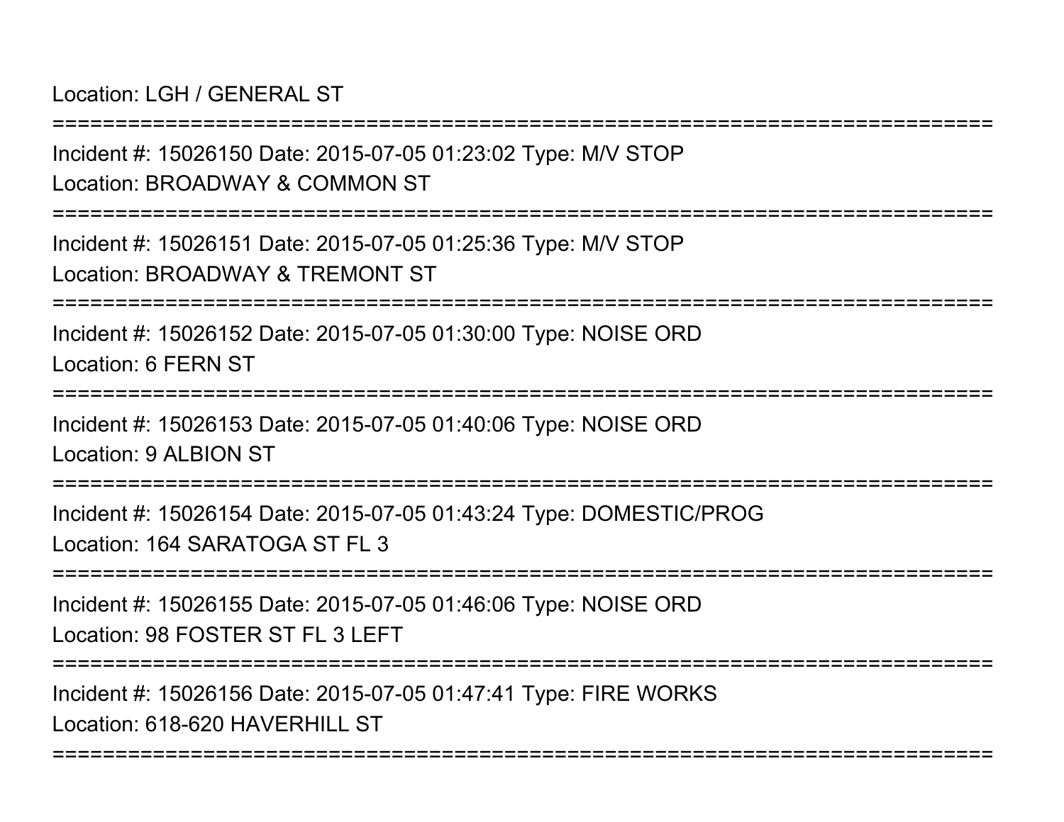Location: LGH / GENERAL ST

===========================================================================

Incident #: 15026150 Date: 2015-07-05 01:23:02 Type: M/V STOP

Location: BROADWAY & COMMON ST

===========================================================================

Incident #: 15026151 Date: 2015-07-05 01:25:36 Type: M/V STOP

Location: BROADWAY & TREMONT ST

===========================================================================

Incident #: 15026152 Date: 2015-07-05 01:30:00 Type: NOISE ORD

Location: 6 FERN ST

===========================================================================

Incident #: 15026153 Date: 2015-07-05 01:40:06 Type: NOISE ORD

Location: 9 ALBION ST

===========================================================================

Incident #: 15026154 Date: 2015-07-05 01:43:24 Type: DOMESTIC/PROG

Location: 164 SARATOGA ST FL 3

===========================================================================

Incident #: 15026155 Date: 2015-07-05 01:46:06 Type: NOISE ORD

Location: 98 FOSTER ST FL 3 LEFT

===========================================================================

Incident #: 15026156 Date: 2015-07-05 01:47:41 Type: FIRE WORKS

Location: 618-620 HAVERHILL ST

===========================================================================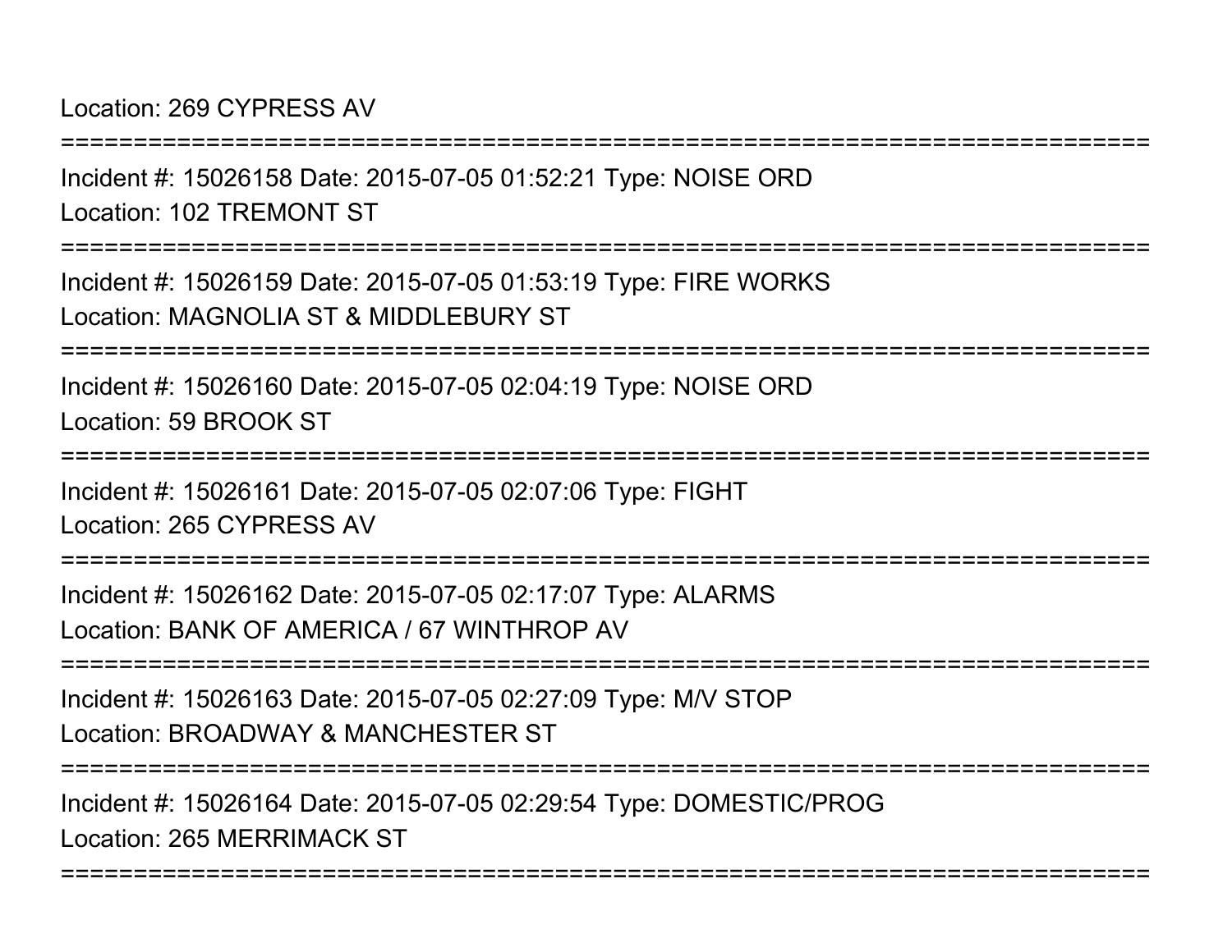Location: 269 CYPRESS AV

===========================================================================

Incident #: 15026158 Date: 2015-07-05 01:52:21 Type: NOISE ORD

Location: 102 TREMONT ST

===========================================================================

Incident #: 15026159 Date: 2015-07-05 01:53:19 Type: FIRE WORKS

Location: MAGNOLIA ST & MIDDLEBURY ST

===========================================================================

Incident #: 15026160 Date: 2015-07-05 02:04:19 Type: NOISE ORD

Location: 59 BROOK ST

===========================================================================

Incident #: 15026161 Date: 2015-07-05 02:07:06 Type: FIGHT

Location: 265 CYPRESS AV

===========================================================================

Incident #: 15026162 Date: 2015-07-05 02:17:07 Type: ALARMS

Location: BANK OF AMERICA / 67 WINTHROP AV

===========================================================================

Incident #: 15026163 Date: 2015-07-05 02:27:09 Type: M/V STOP

Location: BROADWAY & MANCHESTER ST

===========================================================================

Incident #: 15026164 Date: 2015-07-05 02:29:54 Type: DOMESTIC/PROG

Location: 265 MERRIMACK ST

===========================================================================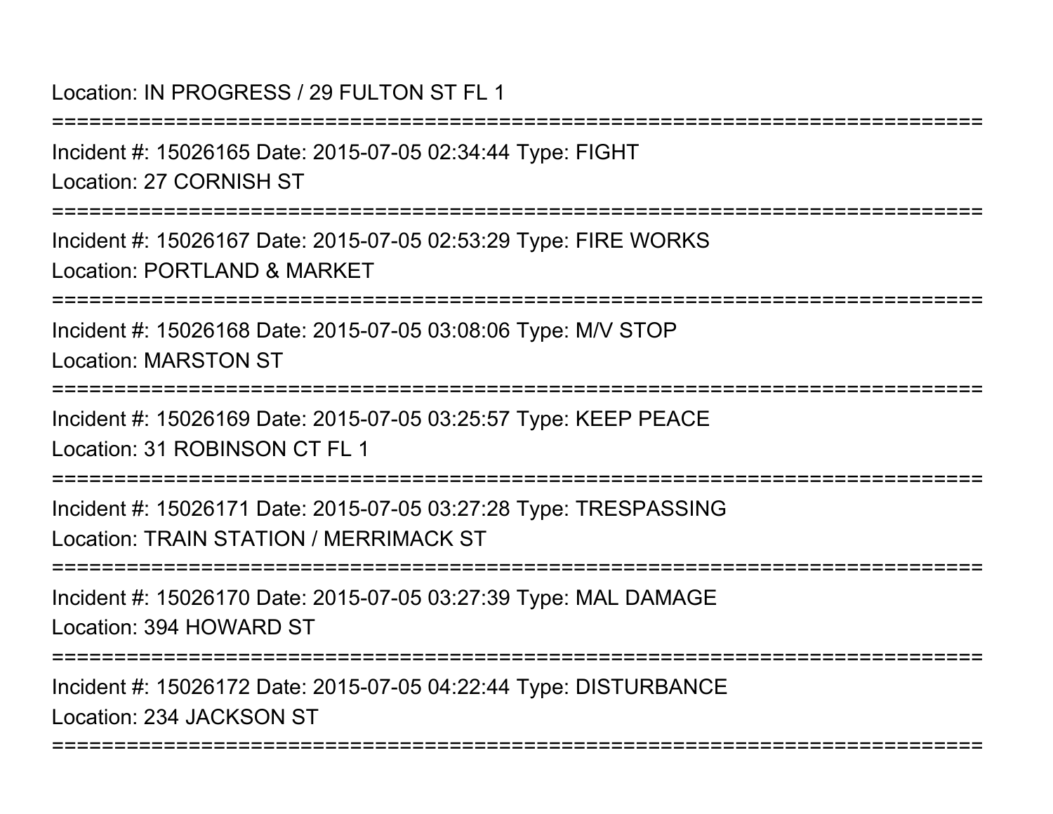Location: IN PROGRESS / 29 FULTON ST FL 1

===========================================================================

Incident #: 15026165 Date: 2015-07-05 02:34:44 Type: FIGHT
Location: 27 CORNISH ST

===========================================================================

Incident #: 15026167 Date: 2015-07-05 02:53:29 Type: FIRE WORKS
Location: PORTLAND & MARKET

===========================================================================

Incident #: 15026168 Date: 2015-07-05 03:08:06 Type: M/V STOP
Location: MARSTON ST

===========================================================================

Incident #: 15026169 Date: 2015-07-05 03:25:57 Type: KEEP PEACE
Location: 31 ROBINSON CT FL 1

===========================================================================

Incident #: 15026171 Date: 2015-07-05 03:27:28 Type: TRESPASSING
Location: TRAIN STATION / MERRIMACK ST

===========================================================================

Incident #: 15026170 Date: 2015-07-05 03:27:39 Type: MAL DAMAGE
Location: 394 HOWARD ST

===========================================================================

Incident #: 15026172 Date: 2015-07-05 04:22:44 Type: DISTURBANCE
Location: 234 JACKSON ST

===========================================================================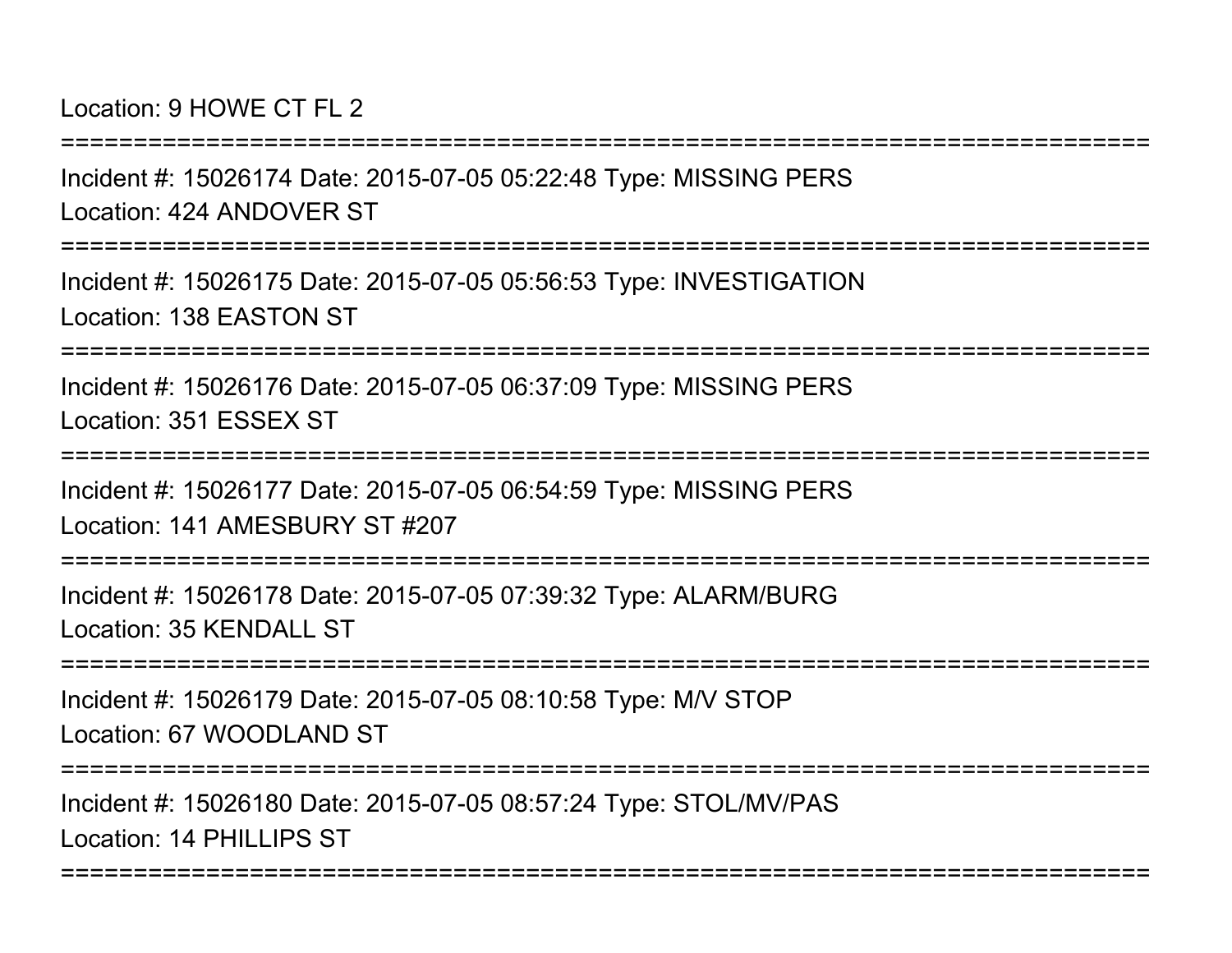Location: 9 HOWE CT FL 2

===========================================================================

Incident #: 15026174 Date: 2015-07-05 05:22:48 Type: MISSING PERS
Location: 424 ANDOVER ST

===========================================================================

Incident #: 15026175 Date: 2015-07-05 05:56:53 Type: INVESTIGATION
Location: 138 EASTON ST

===========================================================================

Incident #: 15026176 Date: 2015-07-05 06:37:09 Type: MISSING PERS
Location: 351 ESSEX ST

===========================================================================

Incident #: 15026177 Date: 2015-07-05 06:54:59 Type: MISSING PERS
Location: 141 AMESBURY ST #207

===========================================================================

Incident #: 15026178 Date: 2015-07-05 07:39:32 Type: ALARM/BURG
Location: 35 KENDALL ST

===========================================================================

Incident #: 15026179 Date: 2015-07-05 08:10:58 Type: M/V STOP
Location: 67 WOODLAND ST

===========================================================================

Incident #: 15026180 Date: 2015-07-05 08:57:24 Type: STOL/MV/PAS
Location: 14 PHILLIPS ST

===========================================================================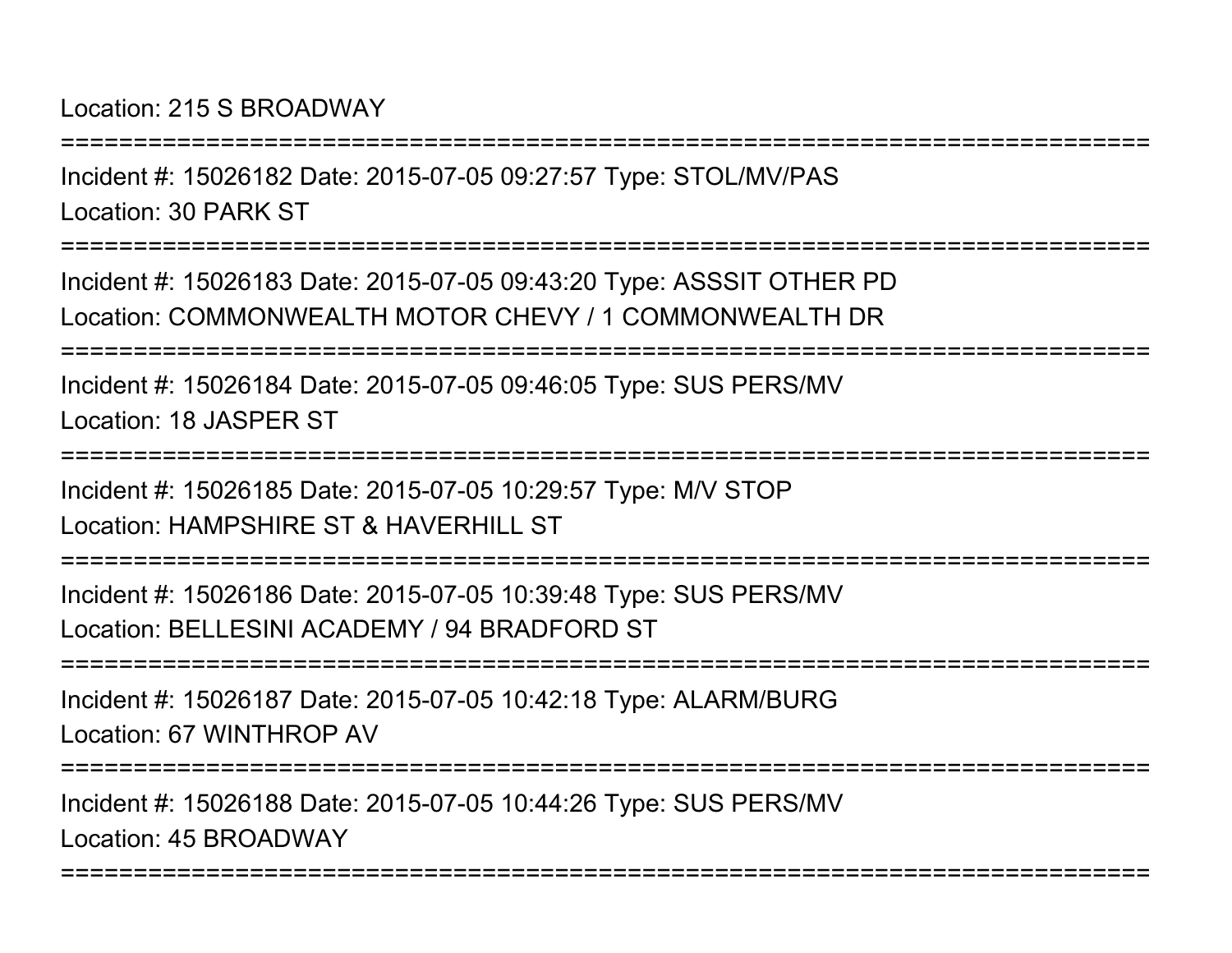Location: 215 S BROADWAY

===========================================================================

Incident #: 15026182 Date: 2015-07-05 09:27:57 Type: STOL/MV/PAS

Location: 30 PARK ST

===========================================================================

Incident #: 15026183 Date: 2015-07-05 09:43:20 Type: ASSSIT OTHER PD

Location: COMMONWEALTH MOTOR CHEVY / 1 COMMONWEALTH DR

===========================================================================

Incident #: 15026184 Date: 2015-07-05 09:46:05 Type: SUS PERS/MV

Location: 18 JASPER ST

===========================================================================

Incident #: 15026185 Date: 2015-07-05 10:29:57 Type: M/V STOP

Location: HAMPSHIRE ST & HAVERHILL ST

===========================================================================

Incident #: 15026186 Date: 2015-07-05 10:39:48 Type: SUS PERS/MV

Location: BELLESINI ACADEMY / 94 BRADFORD ST

===========================================================================

Incident #: 15026187 Date: 2015-07-05 10:42:18 Type: ALARM/BURG

Location: 67 WINTHROP AV

===========================================================================

Incident #: 15026188 Date: 2015-07-05 10:44:26 Type: SUS PERS/MV

Location: 45 BROADWAY

===========================================================================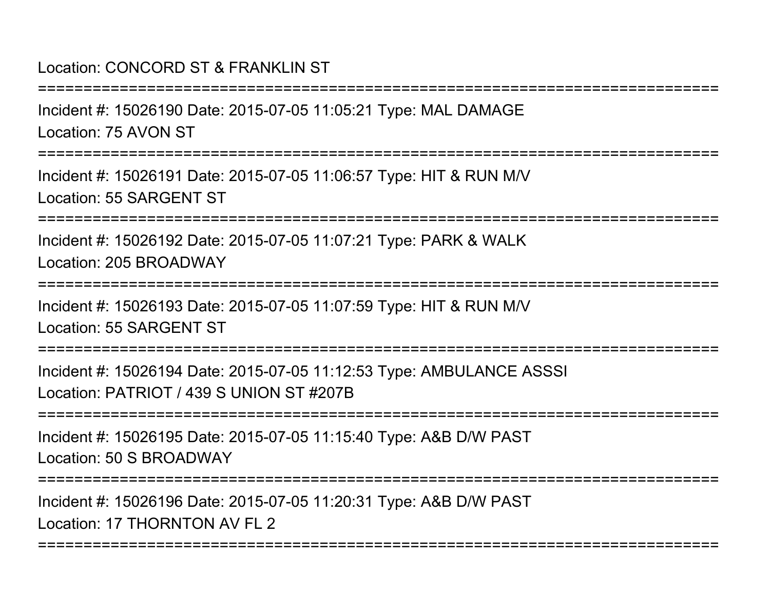Location: CONCORD ST & FRANKLIN ST

===========================================================================

Incident #: 15026190 Date: 2015-07-05 11:05:21 Type: MAL DAMAGE

Location: 75 AVON ST

===========================================================================

Incident #: 15026191 Date: 2015-07-05 11:06:57 Type: HIT & RUN M/V

Location: 55 SARGENT ST

===========================================================================

Incident #: 15026192 Date: 2015-07-05 11:07:21 Type: PARK & WALK

Location: 205 BROADWAY

===========================================================================

Incident #: 15026193 Date: 2015-07-05 11:07:59 Type: HIT & RUN M/V

Location: 55 SARGENT ST

===========================================================================

Incident #: 15026194 Date: 2015-07-05 11:12:53 Type: AMBULANCE ASSSI

Location: PATRIOT / 439 S UNION ST #207B

===========================================================================

Incident #: 15026195 Date: 2015-07-05 11:15:40 Type: A&B D/W PAST

Location: 50 S BROADWAY

===========================================================================

Incident #: 15026196 Date: 2015-07-05 11:20:31 Type: A&B D/W PAST

Location: 17 THORNTON AV FL 2

===========================================================================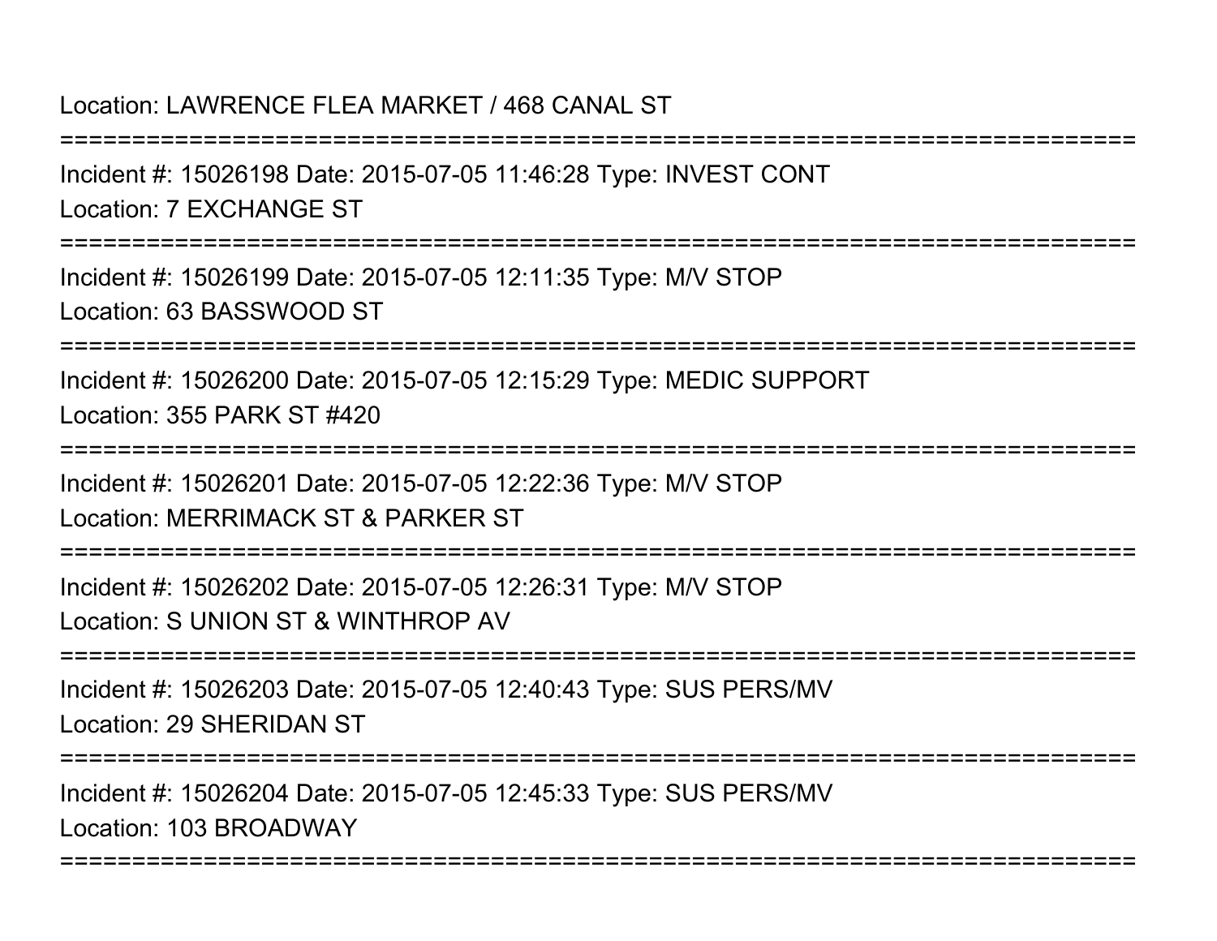Location: LAWRENCE FLEA MARKET / 468 CANAL ST

===========================================================================

Incident #: 15026198 Date: 2015-07-05 11:46:28 Type: INVEST CONT

Location: 7 EXCHANGE ST

===========================================================================

Incident #: 15026199 Date: 2015-07-05 12:11:35 Type: M/V STOP

Location: 63 BASSWOOD ST

===========================================================================

Incident #: 15026200 Date: 2015-07-05 12:15:29 Type: MEDIC SUPPORT

Location: 355 PARK ST #420

===========================================================================

Incident #: 15026201 Date: 2015-07-05 12:22:36 Type: M/V STOP

Location: MERRIMACK ST & PARKER ST

===========================================================================

Incident #: 15026202 Date: 2015-07-05 12:26:31 Type: M/V STOP

Location: S UNION ST & WINTHROP AV

===========================================================================

Incident #: 15026203 Date: 2015-07-05 12:40:43 Type: SUS PERS/MV

Location: 29 SHERIDAN ST

===========================================================================

Incident #: 15026204 Date: 2015-07-05 12:45:33 Type: SUS PERS/MV

Location: 103 BROADWAY

===========================================================================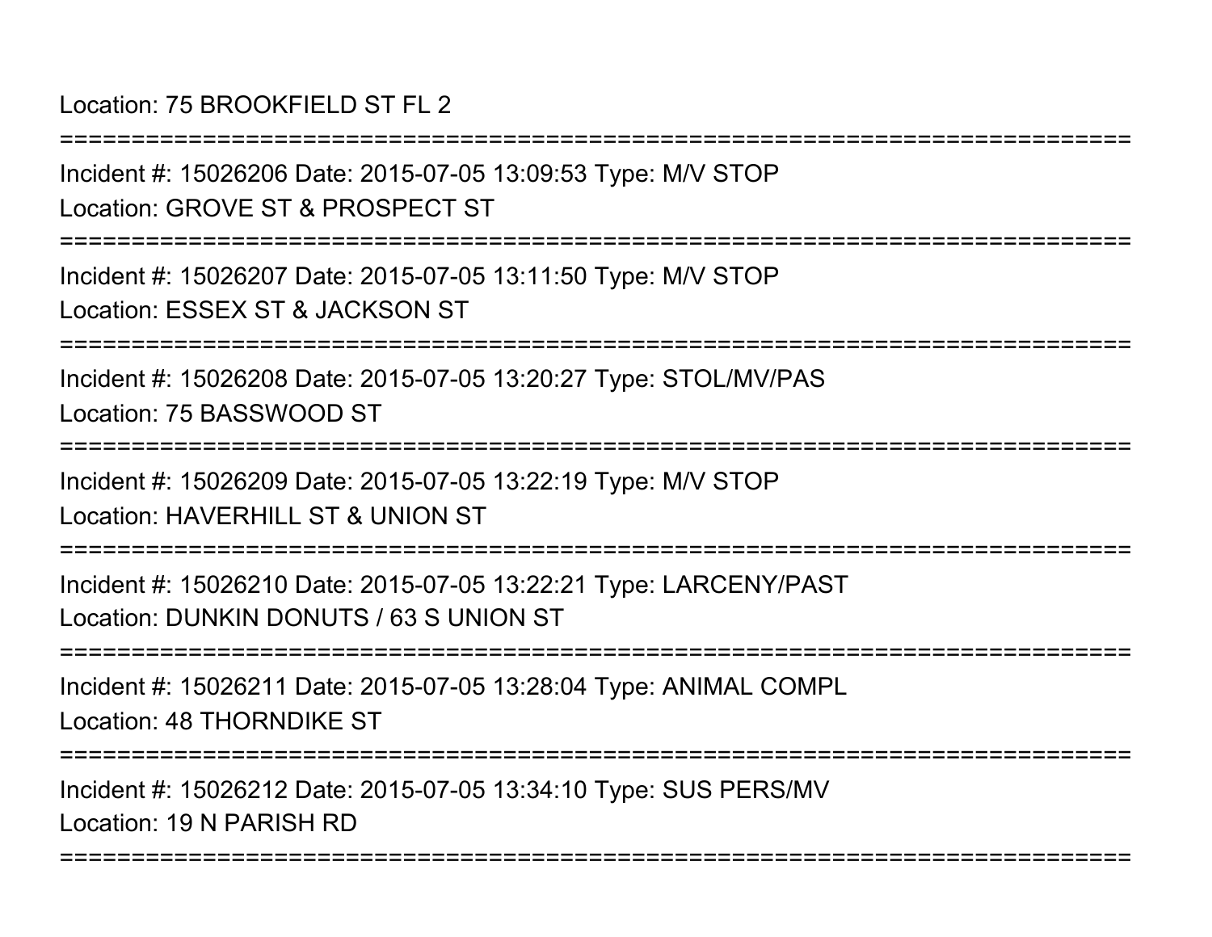Location: 75 BROOKFIELD ST FL 2

===========================================================================

Incident #: 15026206 Date: 2015-07-05 13:09:53 Type: M/V STOP

Location: GROVE ST & PROSPECT ST

===========================================================================

Incident #: 15026207 Date: 2015-07-05 13:11:50 Type: M/V STOP

Location: ESSEX ST & JACKSON ST

===========================================================================

Incident #: 15026208 Date: 2015-07-05 13:20:27 Type: STOL/MV/PAS

Location: 75 BASSWOOD ST

===========================================================================

Incident #: 15026209 Date: 2015-07-05 13:22:19 Type: M/V STOP

Location: HAVERHILL ST & UNION ST

===========================================================================

Incident #: 15026210 Date: 2015-07-05 13:22:21 Type: LARCENY/PAST

Location: DUNKIN DONUTS / 63 S UNION ST

===========================================================================

Incident #: 15026211 Date: 2015-07-05 13:28:04 Type: ANIMAL COMPL

Location: 48 THORNDIKE ST

===========================================================================

Incident #: 15026212 Date: 2015-07-05 13:34:10 Type: SUS PERS/MV

Location: 19 N PARISH RD

===========================================================================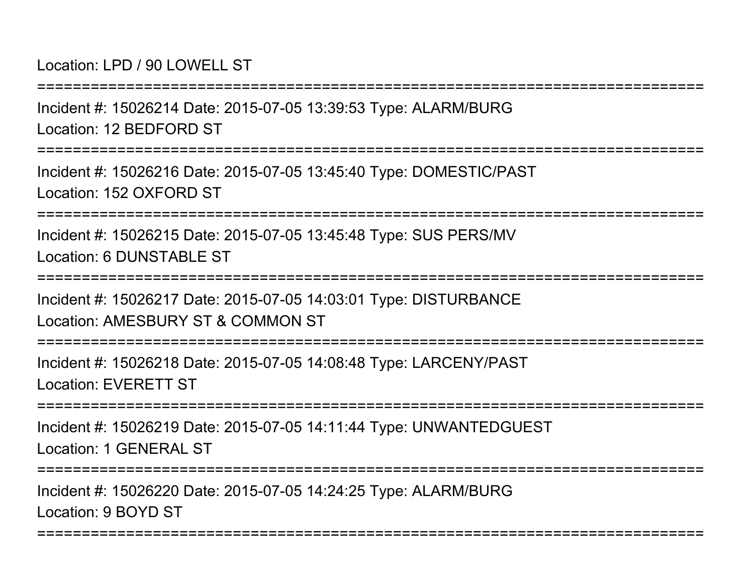Location: LPD / 90 LOWELL ST

===========================================================================

Incident #: 15026214 Date: 2015-07-05 13:39:53 Type: ALARM/BURG

Location: 12 BEDFORD ST

===========================================================================

Incident #: 15026216 Date: 2015-07-05 13:45:40 Type: DOMESTIC/PAST

Location: 152 OXFORD ST

===========================================================================

Incident #: 15026215 Date: 2015-07-05 13:45:48 Type: SUS PERS/MV

Location: 6 DUNSTABLE ST

===========================================================================

Incident #: 15026217 Date: 2015-07-05 14:03:01 Type: DISTURBANCE

Location: AMESBURY ST & COMMON ST

===========================================================================

Incident #: 15026218 Date: 2015-07-05 14:08:48 Type: LARCENY/PAST

Location: EVERETT ST

===========================================================================

Incident #: 15026219 Date: 2015-07-05 14:11:44 Type: UNWANTEDGUEST

Location: 1 GENERAL ST

===========================================================================

Incident #: 15026220 Date: 2015-07-05 14:24:25 Type: ALARM/BURG

Location: 9 BOYD ST

===========================================================================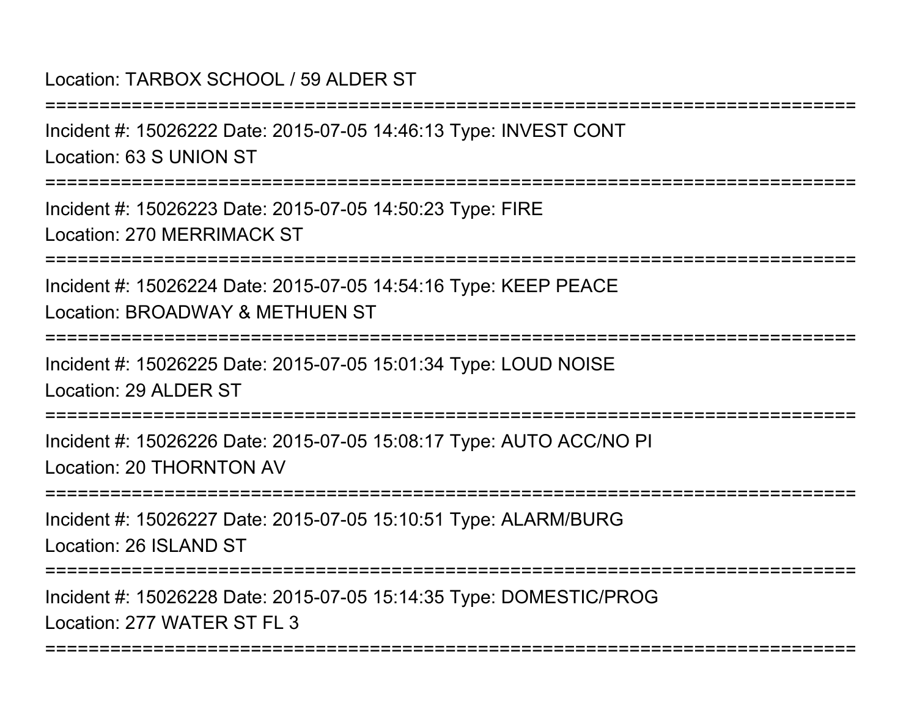Location: TARBOX SCHOOL / 59 ALDER ST

===========================================================================

Incident #: 15026222 Date: 2015-07-05 14:46:13 Type: INVEST CONT

Location: 63 S UNION ST

===========================================================================

Incident #: 15026223 Date: 2015-07-05 14:50:23 Type: FIRE

Location: 270 MERRIMACK ST

===========================================================================

Incident #: 15026224 Date: 2015-07-05 14:54:16 Type: KEEP PEACE

Location: BROADWAY & METHUEN ST

===========================================================================

Incident #: 15026225 Date: 2015-07-05 15:01:34 Type: LOUD NOISE

Location: 29 ALDER ST

===========================================================================

Incident #: 15026226 Date: 2015-07-05 15:08:17 Type: AUTO ACC/NO PI

Location: 20 THORNTON AV

===========================================================================

Incident #: 15026227 Date: 2015-07-05 15:10:51 Type: ALARM/BURG

Location: 26 ISLAND ST

===========================================================================

Incident #: 15026228 Date: 2015-07-05 15:14:35 Type: DOMESTIC/PROG

Location: 277 WATER ST FL 3

===========================================================================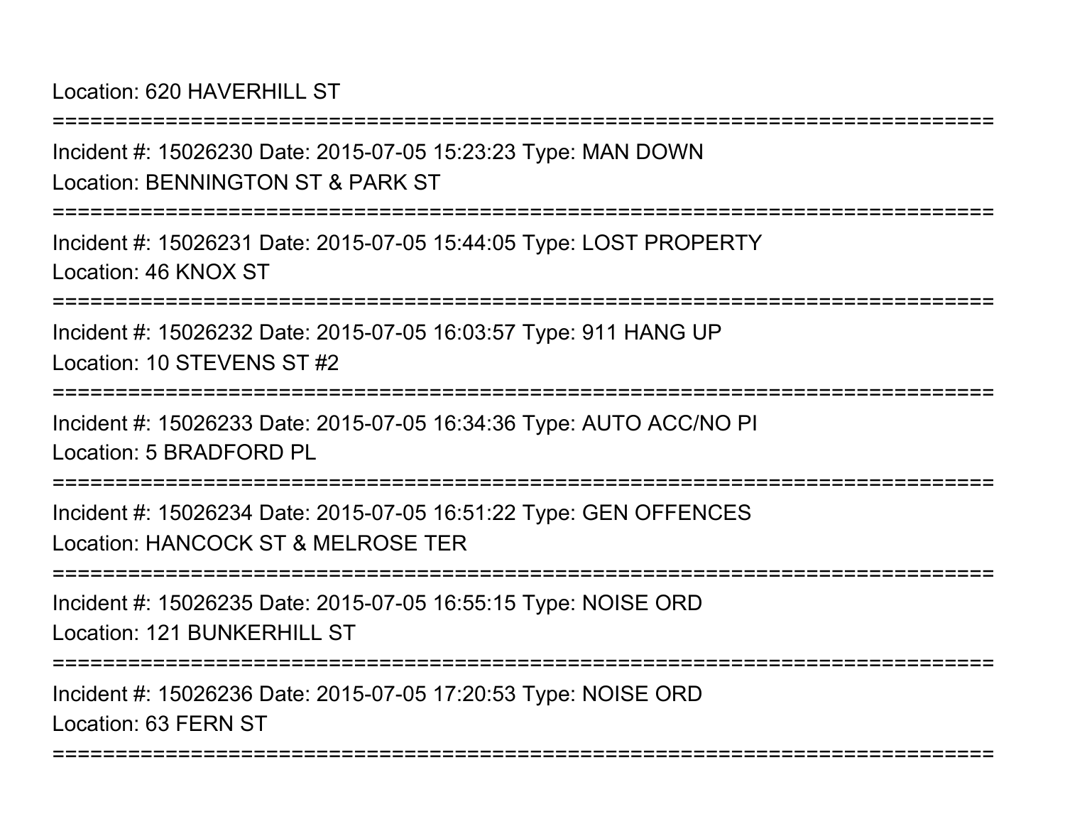Location: 620 HAVERHILL ST

===========================================================================

Incident #: 15026230 Date: 2015-07-05 15:23:23 Type: MAN DOWN

Location: BENNINGTON ST & PARK ST

===========================================================================

Incident #: 15026231 Date: 2015-07-05 15:44:05 Type: LOST PROPERTY

Location: 46 KNOX ST

===========================================================================

Incident #: 15026232 Date: 2015-07-05 16:03:57 Type: 911 HANG UP

Location: 10 STEVENS ST #2

===========================================================================

Incident #: 15026233 Date: 2015-07-05 16:34:36 Type: AUTO ACC/NO PI

Location: 5 BRADFORD PL

===========================================================================

Incident #: 15026234 Date: 2015-07-05 16:51:22 Type: GEN OFFENCES

Location: HANCOCK ST & MELROSE TER

===========================================================================

Incident #: 15026235 Date: 2015-07-05 16:55:15 Type: NOISE ORD

Location: 121 BUNKERHILL ST

===========================================================================

Incident #: 15026236 Date: 2015-07-05 17:20:53 Type: NOISE ORD

Location: 63 FERN ST

===========================================================================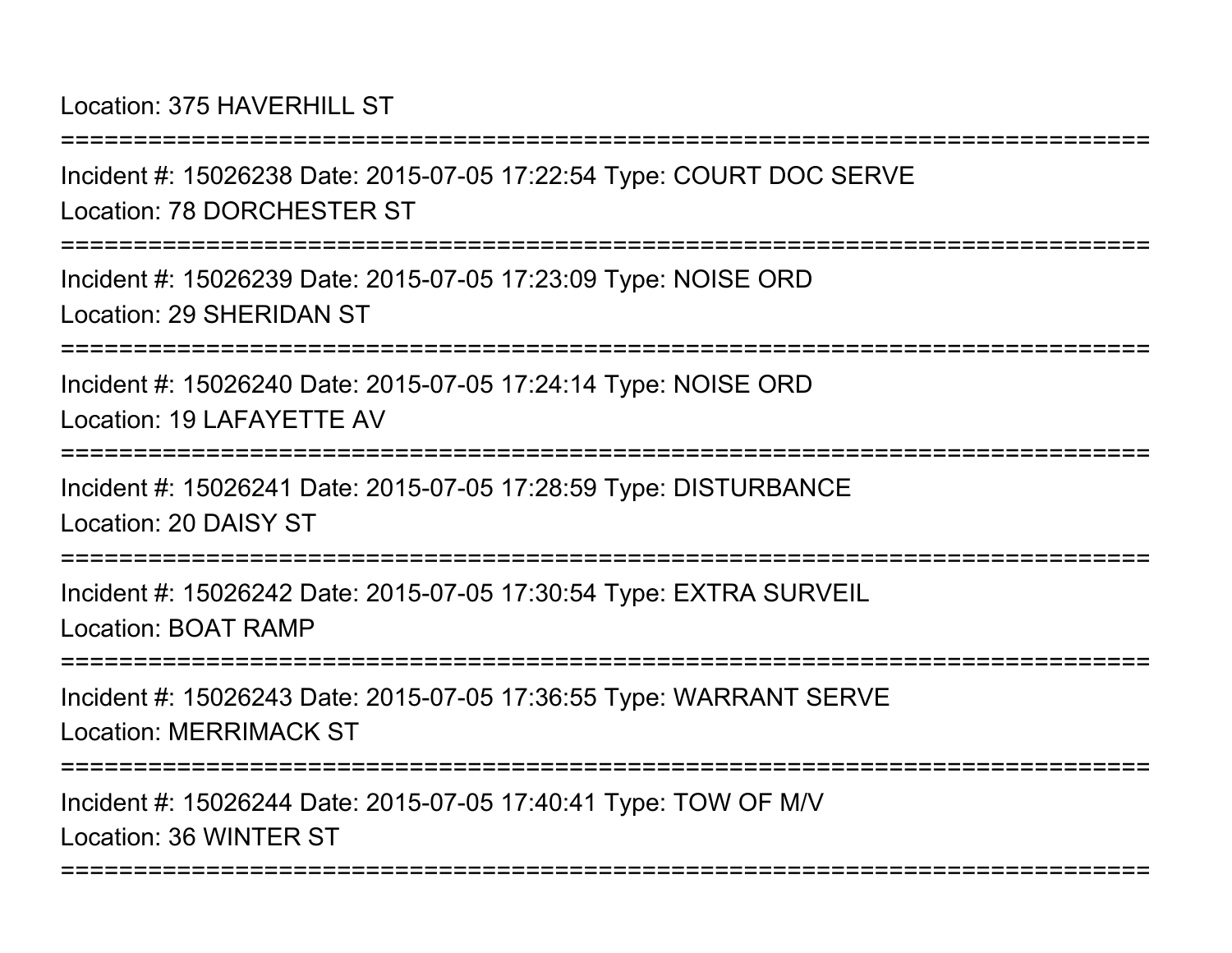Location: 375 HAVERHILL ST

===========================================================================

Incident #: 15026238 Date: 2015-07-05 17:22:54 Type: COURT DOC SERVE

Location: 78 DORCHESTER ST

===========================================================================

Incident #: 15026239 Date: 2015-07-05 17:23:09 Type: NOISE ORD

Location: 29 SHERIDAN ST

===========================================================================

Incident #: 15026240 Date: 2015-07-05 17:24:14 Type: NOISE ORD

Location: 19 LAFAYETTE AV

===========================================================================

Incident #: 15026241 Date: 2015-07-05 17:28:59 Type: DISTURBANCE

Location: 20 DAISY ST

===========================================================================

Incident #: 15026242 Date: 2015-07-05 17:30:54 Type: EXTRA SURVEIL

Location: BOAT RAMP

===========================================================================

Incident #: 15026243 Date: 2015-07-05 17:36:55 Type: WARRANT SERVE

Location: MERRIMACK ST

===========================================================================

Incident #: 15026244 Date: 2015-07-05 17:40:41 Type: TOW OF M/V

Location: 36 WINTER ST

===========================================================================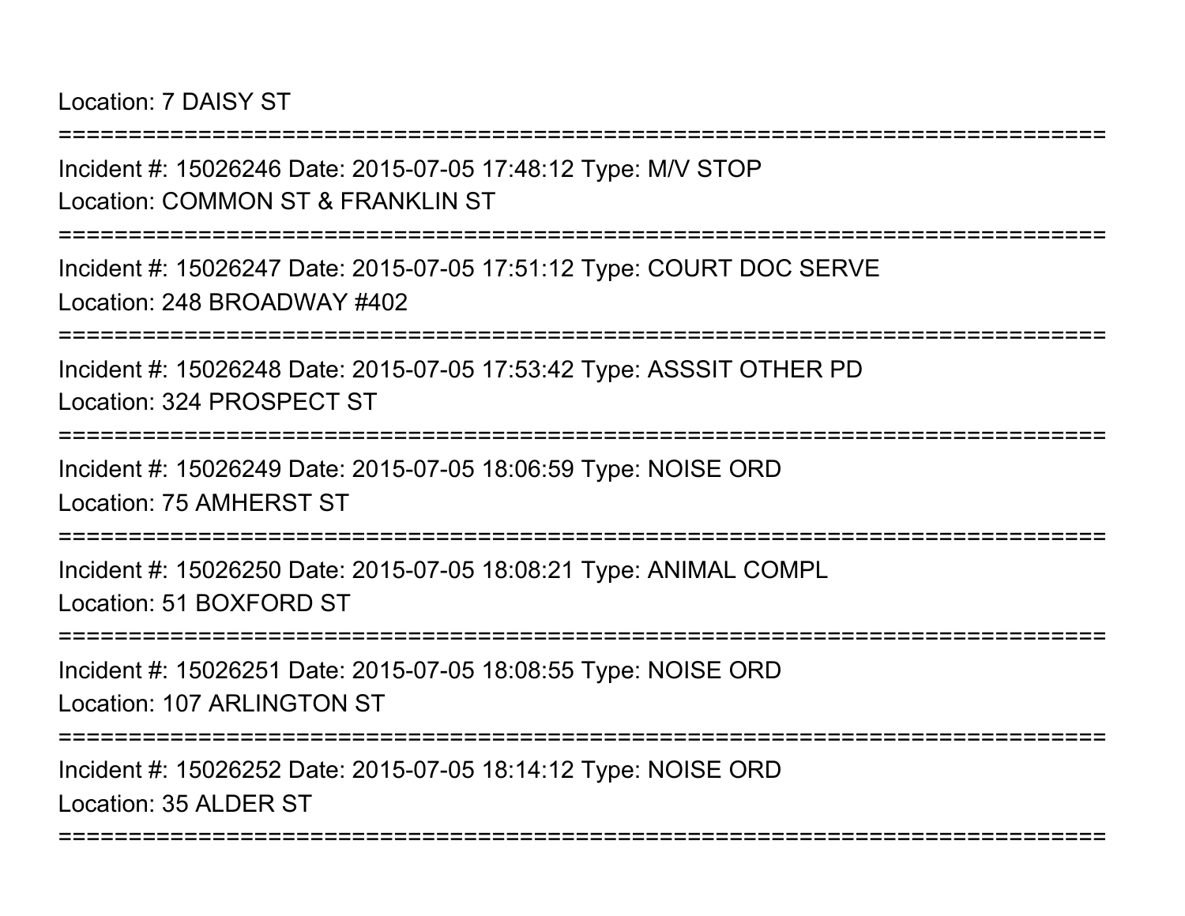Location: 7 DAISY ST

===========================================================================

Incident #: 15026246 Date: 2015-07-05 17:48:12 Type: M/V STOP

Location: COMMON ST & FRANKLIN ST

===========================================================================

Incident #: 15026247 Date: 2015-07-05 17:51:12 Type: COURT DOC SERVE

Location: 248 BROADWAY #402

===========================================================================

Incident #: 15026248 Date: 2015-07-05 17:53:42 Type: ASSSIT OTHER PD

Location: 324 PROSPECT ST

===========================================================================

Incident #: 15026249 Date: 2015-07-05 18:06:59 Type: NOISE ORD

Location: 75 AMHERST ST

===========================================================================

Incident #: 15026250 Date: 2015-07-05 18:08:21 Type: ANIMAL COMPL

Location: 51 BOXFORD ST

===========================================================================

Incident #: 15026251 Date: 2015-07-05 18:08:55 Type: NOISE ORD

Location: 107 ARLINGTON ST

===========================================================================

Incident #: 15026252 Date: 2015-07-05 18:14:12 Type: NOISE ORD

Location: 35 ALDER ST

===========================================================================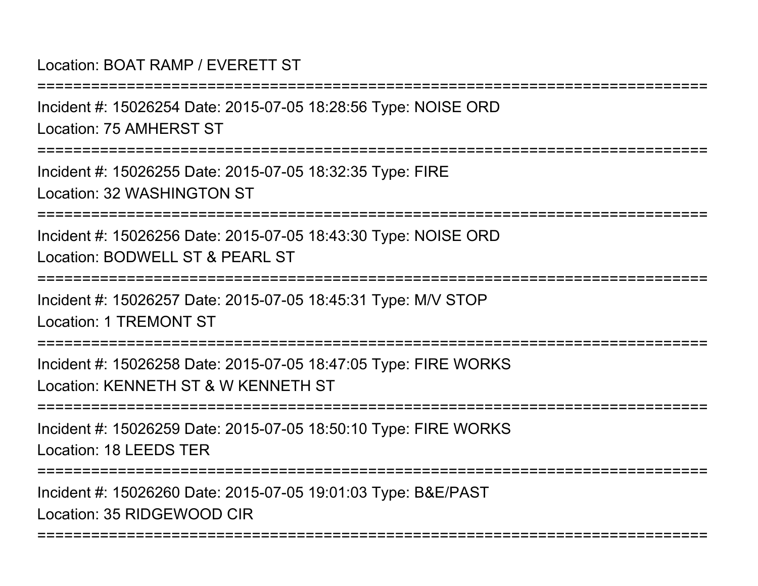Location: BOAT RAMP / EVERETT ST

===========================================================================

Incident #: 15026254 Date: 2015-07-05 18:28:56 Type: NOISE ORD

Location: 75 AMHERST ST

===========================================================================

Incident #: 15026255 Date: 2015-07-05 18:32:35 Type: FIRE

Location: 32 WASHINGTON ST

===========================================================================

Incident #: 15026256 Date: 2015-07-05 18:43:30 Type: NOISE ORD

Location: BODWELL ST & PEARL ST

===========================================================================

Incident #: 15026257 Date: 2015-07-05 18:45:31 Type: M/V STOP

Location: 1 TREMONT ST

===========================================================================

Incident #: 15026258 Date: 2015-07-05 18:47:05 Type: FIRE WORKS

Location: KENNETH ST & W KENNETH ST

===========================================================================

Incident #: 15026259 Date: 2015-07-05 18:50:10 Type: FIRE WORKS

Location: 18 LEEDS TER

===========================================================================

Incident #: 15026260 Date: 2015-07-05 19:01:03 Type: B&E/PAST

Location: 35 RIDGEWOOD CIR

===========================================================================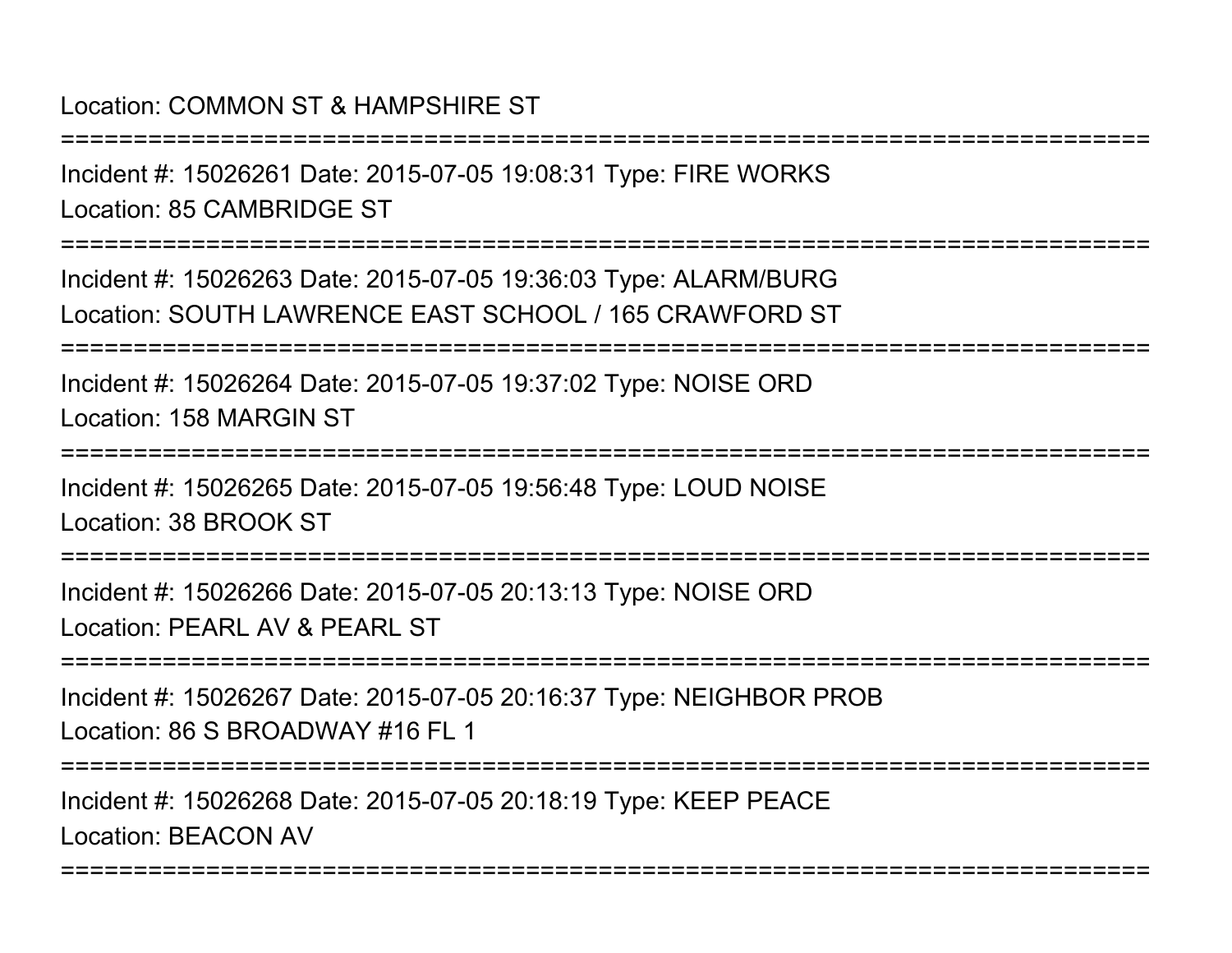Location: COMMON ST & HAMPSHIRE ST

===========================================================================

Incident #: 15026261 Date: 2015-07-05 19:08:31 Type: FIRE WORKS

Location: 85 CAMBRIDGE ST

===========================================================================

Incident #: 15026263 Date: 2015-07-05 19:36:03 Type: ALARM/BURG

Location: SOUTH LAWRENCE EAST SCHOOL / 165 CRAWFORD ST

===========================================================================

Incident #: 15026264 Date: 2015-07-05 19:37:02 Type: NOISE ORD

Location: 158 MARGIN ST

===========================================================================

Incident #: 15026265 Date: 2015-07-05 19:56:48 Type: LOUD NOISE

Location: 38 BROOK ST

===========================================================================

Incident #: 15026266 Date: 2015-07-05 20:13:13 Type: NOISE ORD

Location: PEARL AV & PEARL ST

===========================================================================

Incident #: 15026267 Date: 2015-07-05 20:16:37 Type: NEIGHBOR PROB

Location: 86 S BROADWAY #16 FL 1

===========================================================================

Incident #: 15026268 Date: 2015-07-05 20:18:19 Type: KEEP PEACE

Location: BEACON AV

===========================================================================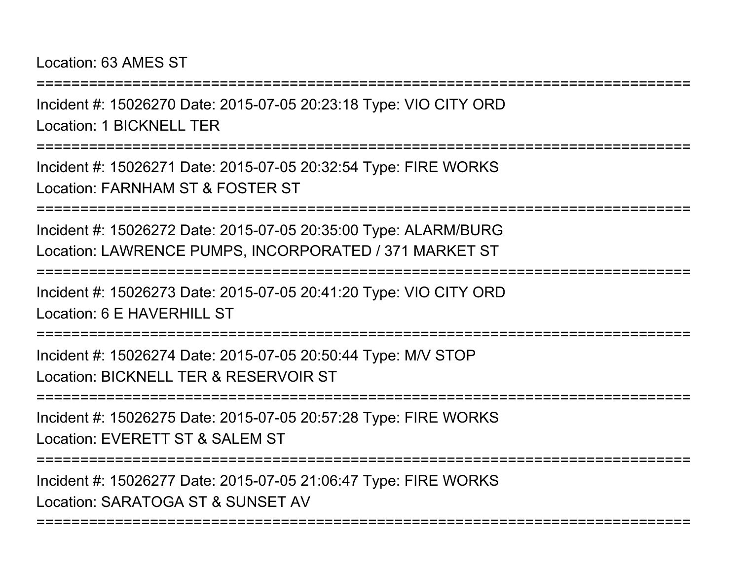Location: 63 AMES ST

==============================================================================

Incident #: 15026270 Date: 2015-07-05 20:23:18 Type: VIO CITY ORD

Location: 1 BICKNELL TER

==============================================================================

Incident #: 15026271 Date: 2015-07-05 20:32:54 Type: FIRE WORKS

Location: FARNHAM ST & FOSTER ST

==============================================================================

Incident #: 15026272 Date: 2015-07-05 20:35:00 Type: ALARM/BURG

Location: LAWRENCE PUMPS, INCORPORATED / 371 MARKET ST

==============================================================================

Incident #: 15026273 Date: 2015-07-05 20:41:20 Type: VIO CITY ORD

Location: 6 E HAVERHILL ST

==============================================================================

Incident #: 15026274 Date: 2015-07-05 20:50:44 Type: M/V STOP

Location: BICKNELL TER & RESERVOIR ST

==============================================================================

Incident #: 15026275 Date: 2015-07-05 20:57:28 Type: FIRE WORKS

Location: EVERETT ST & SALEM ST

==============================================================================

Incident #: 15026277 Date: 2015-07-05 21:06:47 Type: FIRE WORKS

Location: SARATOGA ST & SUNSET AV

==============================================================================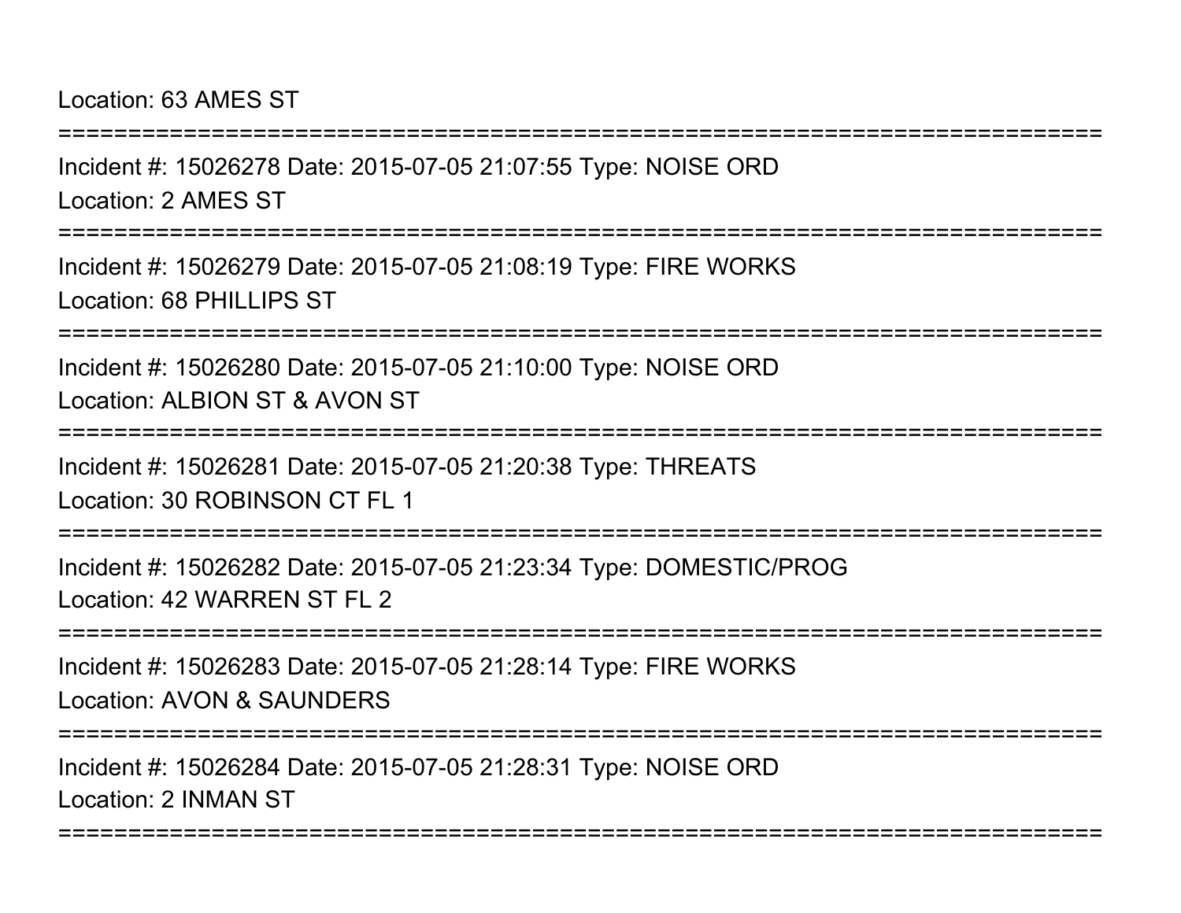Location: 63 AMES ST

===========================================================================

Incident #: 15026278 Date: 2015-07-05 21:07:55 Type: NOISE ORD

Location: 2 AMES ST

===========================================================================

Incident #: 15026279 Date: 2015-07-05 21:08:19 Type: FIRE WORKS

Location: 68 PHILLIPS ST

===========================================================================

Incident #: 15026280 Date: 2015-07-05 21:10:00 Type: NOISE ORD

Location: ALBION ST & AVON ST

===========================================================================

Incident #: 15026281 Date: 2015-07-05 21:20:38 Type: THREATS

Location: 30 ROBINSON CT FL 1

===========================================================================

Incident #: 15026282 Date: 2015-07-05 21:23:34 Type: DOMESTIC/PROG

Location: 42 WARREN ST FL 2

===========================================================================

Incident #: 15026283 Date: 2015-07-05 21:28:14 Type: FIRE WORKS

Location: AVON & SAUNDERS

===========================================================================

Incident #: 15026284 Date: 2015-07-05 21:28:31 Type: NOISE ORD

Location: 2 INMAN ST

===========================================================================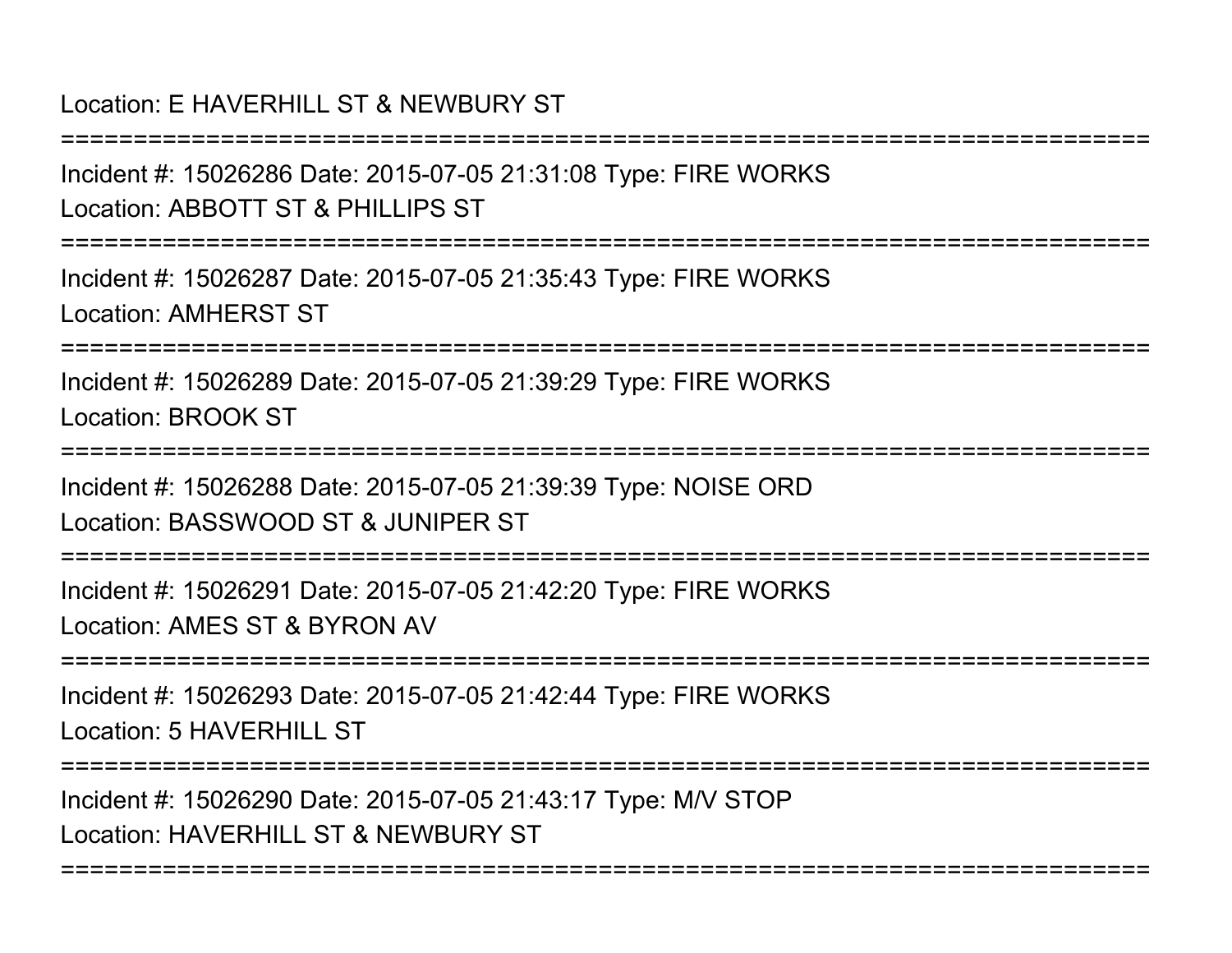Location: E HAVERHILL ST & NEWBURY ST

===========================================================================

Incident #: 15026286 Date: 2015-07-05 21:31:08 Type: FIRE WORKS

Location: ABBOTT ST & PHILLIPS ST

===========================================================================

Incident #: 15026287 Date: 2015-07-05 21:35:43 Type: FIRE WORKS

Location: AMHERST ST

===========================================================================

Incident #: 15026289 Date: 2015-07-05 21:39:29 Type: FIRE WORKS

Location: BROOK ST

===========================================================================

Incident #: 15026288 Date: 2015-07-05 21:39:39 Type: NOISE ORD

Location: BASSWOOD ST & JUNIPER ST

===========================================================================

Incident #: 15026291 Date: 2015-07-05 21:42:20 Type: FIRE WORKS

Location: AMES ST & BYRON AV

===========================================================================

Incident #: 15026293 Date: 2015-07-05 21:42:44 Type: FIRE WORKS

Location: 5 HAVERHILL ST

===========================================================================

Incident #: 15026290 Date: 2015-07-05 21:43:17 Type: M/V STOP

Location: HAVERHILL ST & NEWBURY ST

===========================================================================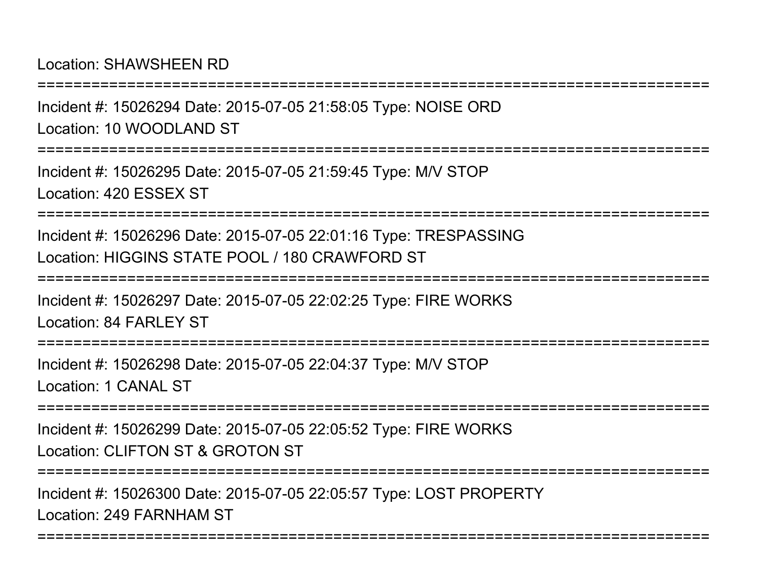Location: SHAWSHEEN RD

===========================================================================

Incident #: 15026294 Date: 2015-07-05 21:58:05 Type: NOISE ORD
Location: 10 WOODLAND ST

===========================================================================

Incident #: 15026295 Date: 2015-07-05 21:59:45 Type: M/V STOP
Location: 420 ESSEX ST

===========================================================================

Incident #: 15026296 Date: 2015-07-05 22:01:16 Type: TRESPASSING
Location: HIGGINS STATE POOL / 180 CRAWFORD ST

===========================================================================

Incident #: 15026297 Date: 2015-07-05 22:02:25 Type: FIRE WORKS
Location: 84 FARLEY ST

===========================================================================

Incident #: 15026298 Date: 2015-07-05 22:04:37 Type: M/V STOP
Location: 1 CANAL ST

===========================================================================

Incident #: 15026299 Date: 2015-07-05 22:05:52 Type: FIRE WORKS
Location: CLIFTON ST & GROTON ST

===========================================================================

Incident #: 15026300 Date: 2015-07-05 22:05:57 Type: LOST PROPERTY
Location: 249 FARNHAM ST

===========================================================================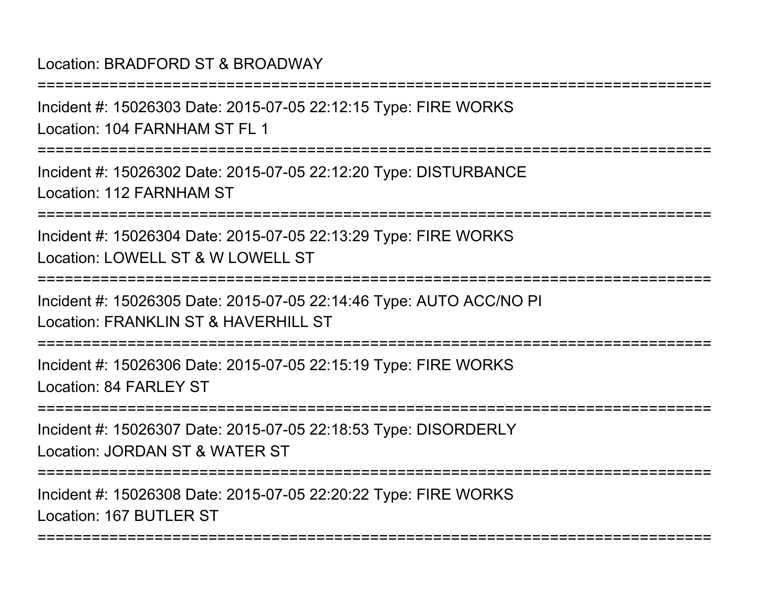Location: BRADFORD ST & BROADWAY

===========================================================================

Incident #: 15026303 Date: 2015-07-05 22:12:15 Type: FIRE WORKS
Location: 104 FARNHAM ST FL 1

===========================================================================

Incident #: 15026302 Date: 2015-07-05 22:12:20 Type: DISTURBANCE
Location: 112 FARNHAM ST

===========================================================================

Incident #: 15026304 Date: 2015-07-05 22:13:29 Type: FIRE WORKS
Location: LOWELL ST & W LOWELL ST

===========================================================================

Incident #: 15026305 Date: 2015-07-05 22:14:46 Type: AUTO ACC/NO PI
Location: FRANKLIN ST & HAVERHILL ST

===========================================================================

Incident #: 15026306 Date: 2015-07-05 22:15:19 Type: FIRE WORKS
Location: 84 FARLEY ST

===========================================================================

Incident #: 15026307 Date: 2015-07-05 22:18:53 Type: DISORDERLY
Location: JORDAN ST & WATER ST

===========================================================================

Incident #: 15026308 Date: 2015-07-05 22:20:22 Type: FIRE WORKS
Location: 167 BUTLER ST

===========================================================================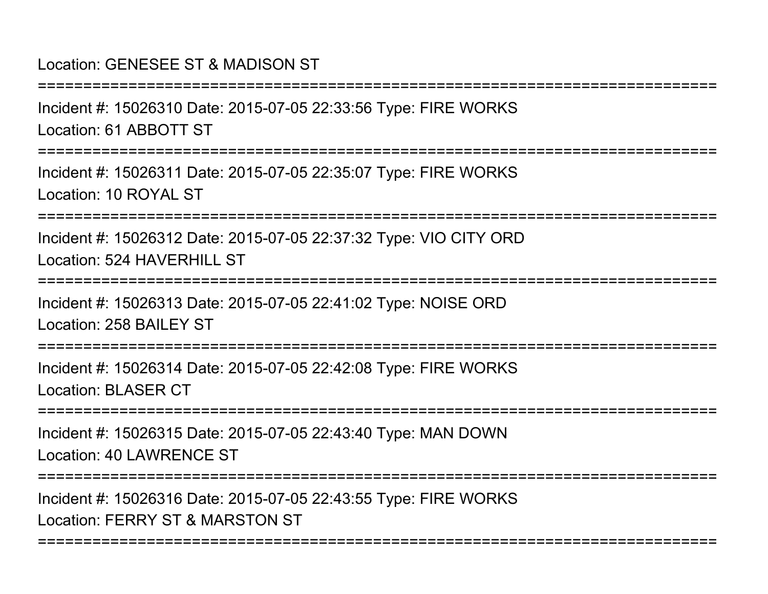Location: GENESEE ST & MADISON ST

===========================================================================

Incident #: 15026310 Date: 2015-07-05 22:33:56 Type: FIRE WORKS

Location: 61 ABBOTT ST

===========================================================================

Incident #: 15026311 Date: 2015-07-05 22:35:07 Type: FIRE WORKS

Location: 10 ROYAL ST

===========================================================================

Incident #: 15026312 Date: 2015-07-05 22:37:32 Type: VIO CITY ORD

Location: 524 HAVERHILL ST

===========================================================================

Incident #: 15026313 Date: 2015-07-05 22:41:02 Type: NOISE ORD

Location: 258 BAILEY ST

===========================================================================

Incident #: 15026314 Date: 2015-07-05 22:42:08 Type: FIRE WORKS

Location: BLASER CT

===========================================================================

Incident #: 15026315 Date: 2015-07-05 22:43:40 Type: MAN DOWN

Location: 40 LAWRENCE ST

===========================================================================

Incident #: 15026316 Date: 2015-07-05 22:43:55 Type: FIRE WORKS

Location: FERRY ST & MARSTON ST

===========================================================================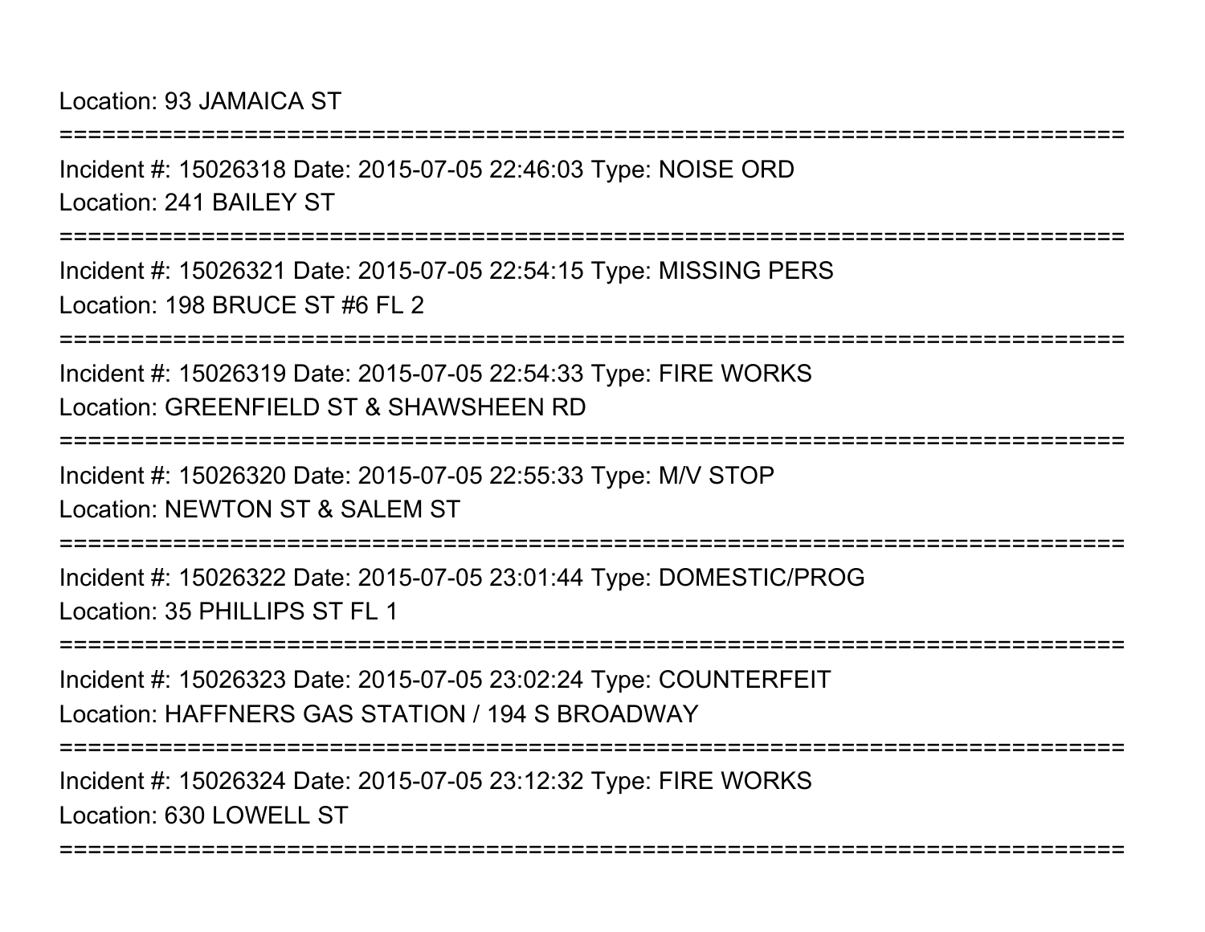Location: 93 JAMAICA ST

===========================================================================

Incident #: 15026318 Date: 2015-07-05 22:46:03 Type: NOISE ORD
Location: 241 BAILEY ST

===========================================================================

Incident #: 15026321 Date: 2015-07-05 22:54:15 Type: MISSING PERS
Location: 198 BRUCE ST #6 FL 2

===========================================================================

Incident #: 15026319 Date: 2015-07-05 22:54:33 Type: FIRE WORKS
Location: GREENFIELD ST & SHAWSHEEN RD

===========================================================================

Incident #: 15026320 Date: 2015-07-05 22:55:33 Type: M/V STOP
Location: NEWTON ST & SALEM ST

===========================================================================

Incident #: 15026322 Date: 2015-07-05 23:01:44 Type: DOMESTIC/PROG
Location: 35 PHILLIPS ST FL 1

===========================================================================

Incident #: 15026323 Date: 2015-07-05 23:02:24 Type: COUNTERFEIT
Location: HAFFNERS GAS STATION / 194 S BROADWAY

===========================================================================

Incident #: 15026324 Date: 2015-07-05 23:12:32 Type: FIRE WORKS
Location: 630 LOWELL ST

===========================================================================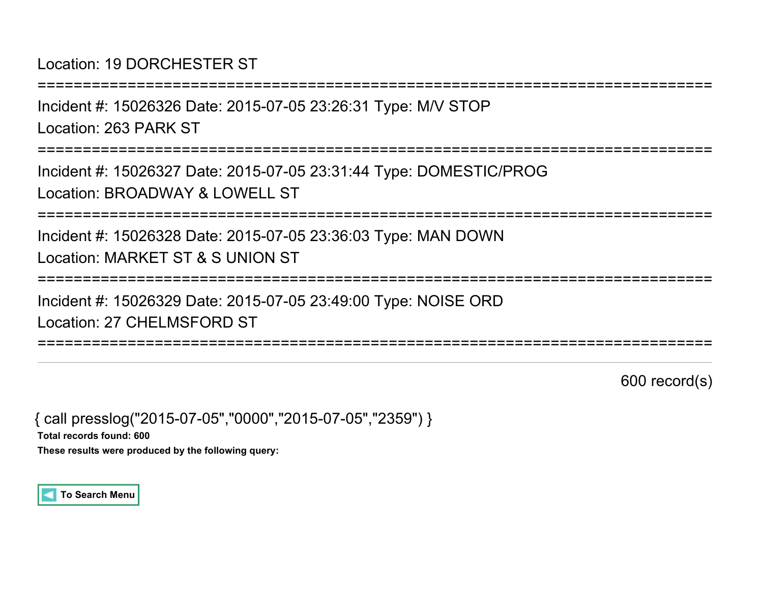Location: 19 DORCHESTER ST

===========================================================================

Incident #: 15026326 Date: 2015-07-05 23:26:31 Type: M/V STOP

Location: 263 PARK ST

===========================================================================

Incident #: 15026327 Date: 2015-07-05 23:31:44 Type: DOMESTIC/PROG

Location: BROADWAY & LOWELL ST

===========================================================================

Incident #: 15026328 Date: 2015-07-05 23:36:03 Type: MAN DOWN

Location: MARKET ST & S UNION ST

===========================================================================

Incident #: 15026329 Date: 2015-07-05 23:49:00 Type: NOISE ORD

Location: 27 CHELMSFORD ST

===========================================================================

---

600 record(s)

{ call presslog("2015-07-05","0000","2015-07-05","2359") }

**Total records found: 600**

**These results were produced by the following query:**

**To Search Menu**